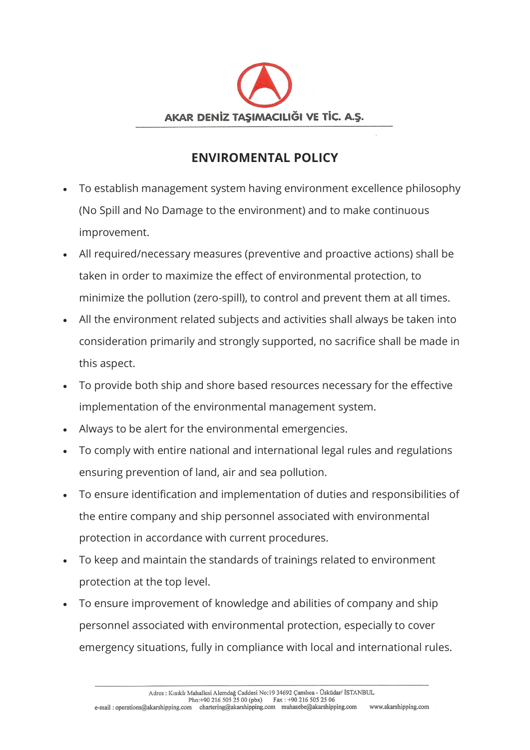AKAR DENİZ TAŞIMACILIĞI VE TİC. A.Ş.

# ENVIROMENTAL POLICY

- To establish management system having environment excellence philosophy (No Spill and No Damage to the environment) and to make continuous improvement.
- All required/necessary measures (preventive and proactive actions) shall be taken in order to maximize the effect of environmental protection, to minimize the pollution (zero-spill), to control and prevent them at all times.
- All the environment related subjects and activities shall always be taken into consideration primarily and strongly supported, no sacrifice shall be made in this aspect.
- To provide both ship and shore based resources necessary for the effective implementation of the environmental management system.
- Always to be alert for the environmental emergencies.
- To comply with entire national and international legal rules and regulations ensuring prevention of land, air and sea pollution.
- To ensure identification and implementation of duties and responsibilities of the entire company and ship personnel associated with environmental protection in accordance with current procedures.
- To keep and maintain the standards of trainings related to environment protection at the top level.
- To ensure improvement of knowledge and abilities of company and ship personnel associated with environmental protection, especially to cover emergency situations, fully in compliance with local and international rules.

Adres : Kısıklı Mahallesi Alemdağ Caddesi No:19 34692 Çamlıca - Üsküdar/ İSTANBUL
Phn:+90 216 505 25 00 (pbx) Fax : +90 216 505 25 06
e-mail : operations@akarshipping.com chartering@akarshipping.com muhasebe@akarshipping.com www.akarshipping.com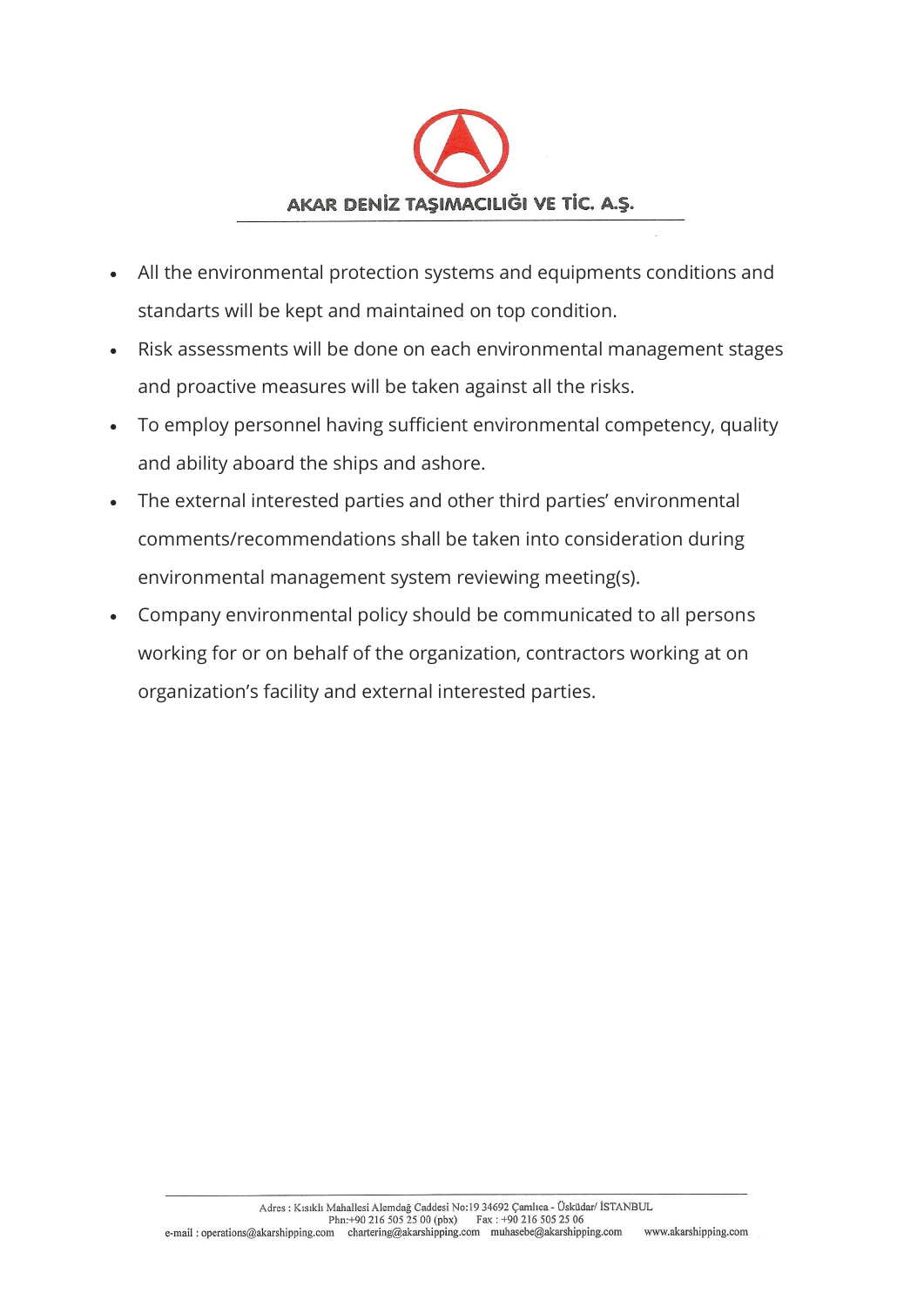- All the environmental protection systems and equipments conditions and standarts will be kept and maintained on top condition.
- Risk assessments will be done on each environmental management stages and proactive measures will be taken against all the risks.
- To employ personnel having sufficient environmental competency, quality and ability aboard the ships and ashore.
- The external interested parties and other third parties' environmental comments/recommendations shall be taken into consideration during environmental management system reviewing meeting(s).
- Company environmental policy should be communicated to all persons working for or on behalf of the organization, contractors working at on organization's facility and external interested parties.